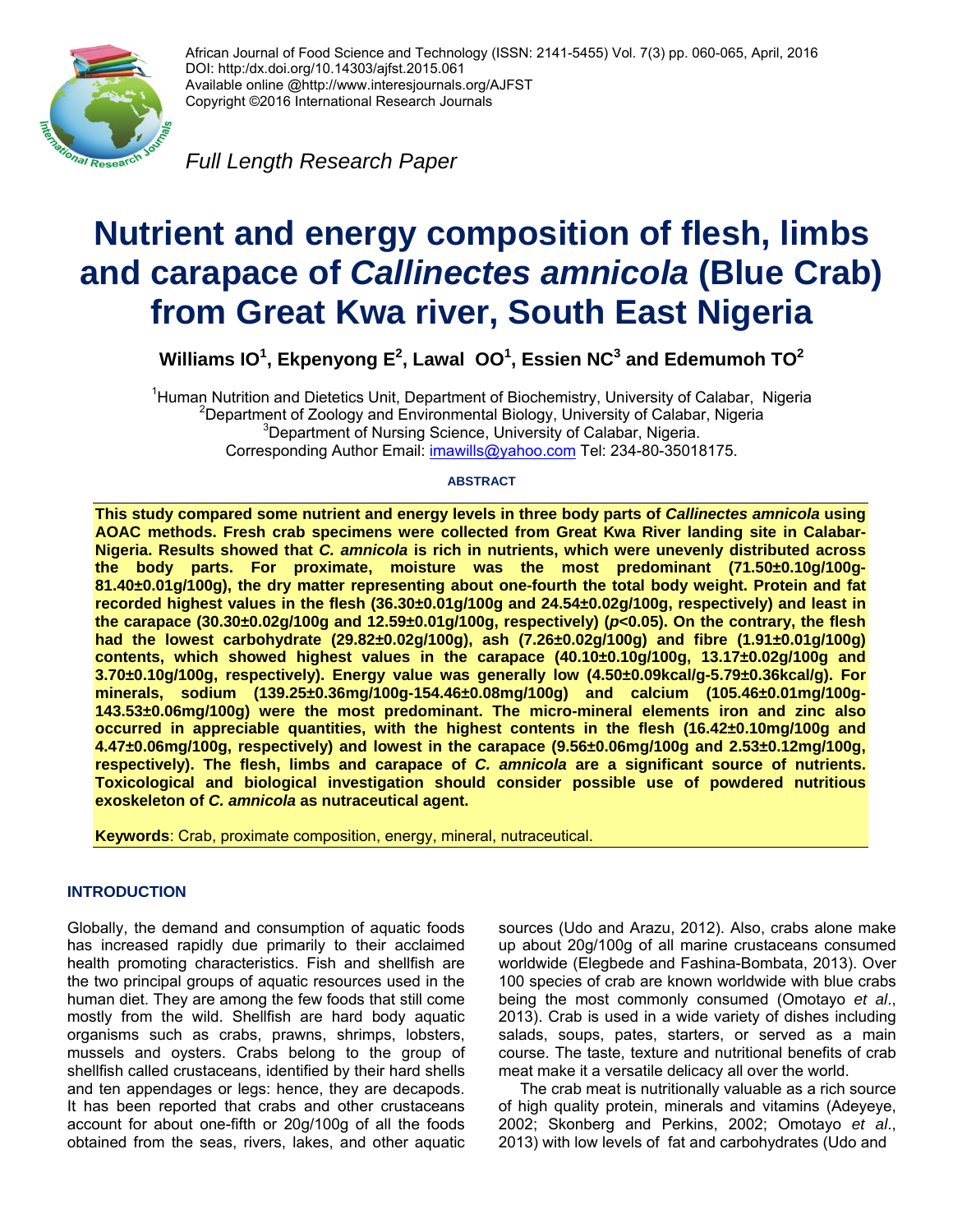African Journal of Food Science and Technology (ISSN: 2141-5455) Vol. 7(3) pp. 060-065, April, 2016
DOI: http:/dx.doi.org/10.14303/ajfst.2015.061
Available online @http://www.interesjournals.org/AJFST
Copyright ©2016 International Research Journals

*Full Length Research Paper*

# Nutrient and energy composition of flesh, limbs and carapace of *Callinectes amnicola* (Blue Crab) from Great Kwa river, South East Nigeria

**Williams IO[1], Ekpenyong E[2], Lawal OO[1], Essien NC[3] and Edemumoh TO[2]**

[1]Human Nutrition and Dietetics Unit, Department of Biochemistry, University of Calabar, Nigeria
[2]Department of Zoology and Environmental Biology, University of Calabar, Nigeria
[3]Department of Nursing Science, University of Calabar, Nigeria.
Corresponding Author Email: imawills@yahoo.com Tel: 234-80-35018175.

## ABSTRACT

**This study compared some nutrient and energy levels in three body parts of *Callinectes amnicola* using AOAC methods. Fresh crab specimens were collected from Great Kwa River landing site in Calabar-Nigeria. Results showed that *C. amnicola* is rich in nutrients, which were unevenly distributed across the body parts. For proximate, moisture was the most predominant (71.50±0.10g/100g-81.40±0.01g/100g), the dry matter representing about one-fourth the total body weight. Protein and fat recorded highest values in the flesh (36.30±0.01g/100g and 24.54±0.02g/100g, respectively) and least in the carapace (30.30±0.02g/100g and 12.59±0.01g/100g, respectively) ($p$<0.05). On the contrary, the flesh had the lowest carbohydrate (29.82±0.02g/100g), ash (7.26±0.02g/100g) and fibre (1.91±0.01g/100g) contents, which showed highest values in the carapace (40.10±0.10g/100g, 13.17±0.02g/100g and 3.70±0.10g/100g, respectively). Energy value was generally low (4.50±0.09kcal/g-5.79±0.36kcal/g). For minerals, sodium (139.25±0.36mg/100g-154.46±0.08mg/100g) and calcium (105.46±0.01mg/100g-143.53±0.06mg/100g) were the most predominant. The micro-mineral elements iron and zinc also occurred in appreciable quantities, with the highest contents in the flesh (16.42±0.10mg/100g and 4.47±0.06mg/100g, respectively) and lowest in the carapace (9.56±0.06mg/100g and 2.53±0.12mg/100g, respectively). The flesh, limbs and carapace of *C. amnicola* are a significant source of nutrients. Toxicological and biological investigation should consider possible use of powdered nutritious exoskeleton of *C. amnicola* as nutraceutical agent.**

**Keywords**: Crab, proximate composition, energy, mineral, nutraceutical.

## INTRODUCTION

Globally, the demand and consumption of aquatic foods has increased rapidly due primarily to their acclaimed health promoting characteristics. Fish and shellfish are the two principal groups of aquatic resources used in the human diet. They are among the few foods that still come mostly from the wild. Shellfish are hard body aquatic organisms such as crabs, prawns, shrimps, lobsters, mussels and oysters. Crabs belong to the group of shellfish called crustaceans, identified by their hard shells and ten appendages or legs: hence, they are decapods. It has been reported that crabs and other crustaceans account for about one-fifth or 20g/100g of all the foods obtained from the seas, rivers, lakes, and other aquatic sources (Udo and Arazu, 2012). Also, crabs alone make up about 20g/100g of all marine crustaceans consumed worldwide (Elegbede and Fashina-Bombata, 2013). Over 100 species of crab are known worldwide with blue crabs being the most commonly consumed (Omotayo *et al*., 2013). Crab is used in a wide variety of dishes including salads, soups, pates, starters, or served as a main course. The taste, texture and nutritional benefits of crab meat make it a versatile delicacy all over the world.

The crab meat is nutritionally valuable as a rich source of high quality protein, minerals and vitamins (Adeyeye, 2002; Skonberg and Perkins, 2002; Omotayo *et al*., 2013) with low levels of fat and carbohydrates (Udo and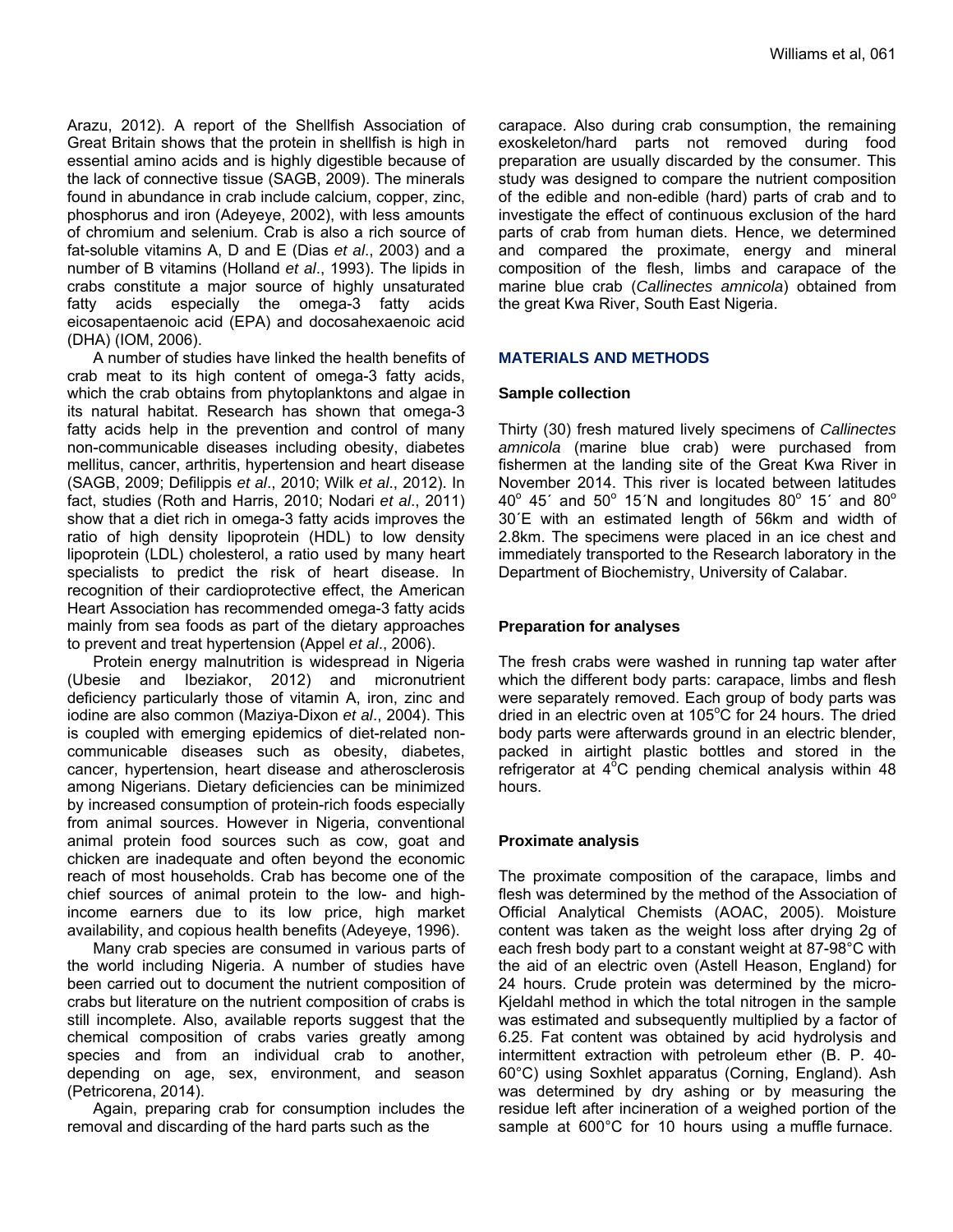Arazu, 2012). A report of the Shellfish Association of Great Britain shows that the protein in shellfish is high in essential amino acids and is highly digestible because of the lack of connective tissue (SAGB, 2009). The minerals found in abundance in crab include calcium, copper, zinc, phosphorus and iron (Adeyeye, 2002), with less amounts of chromium and selenium. Crab is also a rich source of fat-soluble vitamins A, D and E (Dias *et al*., 2003) and a number of B vitamins (Holland *et al*., 1993). The lipids in crabs constitute a major source of highly unsaturated fatty acids especially the omega-3 fatty acids eicosapentaenoic acid (EPA) and docosahexaenoic acid (DHA) (IOM, 2006).

A number of studies have linked the health benefits of crab meat to its high content of omega-3 fatty acids, which the crab obtains from phytoplanktons and algae in its natural habitat. Research has shown that omega-3 fatty acids help in the prevention and control of many non-communicable diseases including obesity, diabetes mellitus, cancer, arthritis, hypertension and heart disease (SAGB, 2009; Defilippis *et al*., 2010; Wilk *et al*., 2012). In fact, studies (Roth and Harris, 2010; Nodari *et al*., 2011) show that a diet rich in omega-3 fatty acids improves the ratio of high density lipoprotein (HDL) to low density lipoprotein (LDL) cholesterol, a ratio used by many heart specialists to predict the risk of heart disease. In recognition of their cardioprotective effect, the American Heart Association has recommended omega-3 fatty acids mainly from sea foods as part of the dietary approaches to prevent and treat hypertension (Appel *et al*., 2006).

Protein energy malnutrition is widespread in Nigeria (Ubesie and Ibeziakor, 2012) and micronutrient deficiency particularly those of vitamin A, iron, zinc and iodine are also common (Maziya-Dixon *et al*., 2004). This is coupled with emerging epidemics of diet-related non-communicable diseases such as obesity, diabetes, cancer, hypertension, heart disease and atherosclerosis among Nigerians. Dietary deficiencies can be minimized by increased consumption of protein-rich foods especially from animal sources. However in Nigeria, conventional animal protein food sources such as cow, goat and chicken are inadequate and often beyond the economic reach of most households. Crab has become one of the chief sources of animal protein to the low- and high-income earners due to its low price, high market availability, and copious health benefits (Adeyeye, 1996).

Many crab species are consumed in various parts of the world including Nigeria. A number of studies have been carried out to document the nutrient composition of crabs but literature on the nutrient composition of crabs is still incomplete. Also, available reports suggest that the chemical composition of crabs varies greatly among species and from an individual crab to another, depending on age, sex, environment, and season (Petricorena, 2014).

Again, preparing crab for consumption includes the removal and discarding of the hard parts such as the carapace. Also during crab consumption, the remaining exoskeleton/hard parts not removed during food preparation are usually discarded by the consumer. This study was designed to compare the nutrient composition of the edible and non-edible (hard) parts of crab and to investigate the effect of continuous exclusion of the hard parts of crab from human diets. Hence, we determined and compared the proximate, energy and mineral composition of the flesh, limbs and carapace of the marine blue crab (*Callinectes amnicola*) obtained from the great Kwa River, South East Nigeria.

## MATERIALS AND METHODS

### Sample collection

Thirty (30) fresh matured lively specimens of *Callinectes amnicola* (marine blue crab) were purchased from fishermen at the landing site of the Great Kwa River in November 2014. This river is located between latitudes $40^{o}$ 45´ and $50^{o}$ 15´N and longitudes $80^{o}$ 15´ and $80^{o}$ 30´E with an estimated length of 56km and width of 2.8km. The specimens were placed in an ice chest and immediately transported to the Research laboratory in the Department of Biochemistry, University of Calabar.

### Preparation for analyses

The fresh crabs were washed in running tap water after which the different body parts: carapace, limbs and flesh were separately removed. Each group of body parts was dried in an electric oven at 105°C for 24 hours. The dried body parts were afterwards ground in an electric blender, packed in airtight plastic bottles and stored in the refrigerator at 4°C pending chemical analysis within 48 hours.

### Proximate analysis

The proximate composition of the carapace, limbs and flesh was determined by the method of the Association of Official Analytical Chemists (AOAC, 2005). Moisture content was taken as the weight loss after drying 2g of each fresh body part to a constant weight at 87-98°C with the aid of an electric oven (Astell Heason, England) for 24 hours. Crude protein was determined by the micro-Kjeldahl method in which the total nitrogen in the sample was estimated and subsequently multiplied by a factor of 6.25. Fat content was obtained by acid hydrolysis and intermittent extraction with petroleum ether (B. P. 40-60°C) using Soxhlet apparatus (Corning, England). Ash was determined by dry ashing or by measuring the residue left after incineration of a weighed portion of the sample at 600°C for 10 hours using a muffle furnace.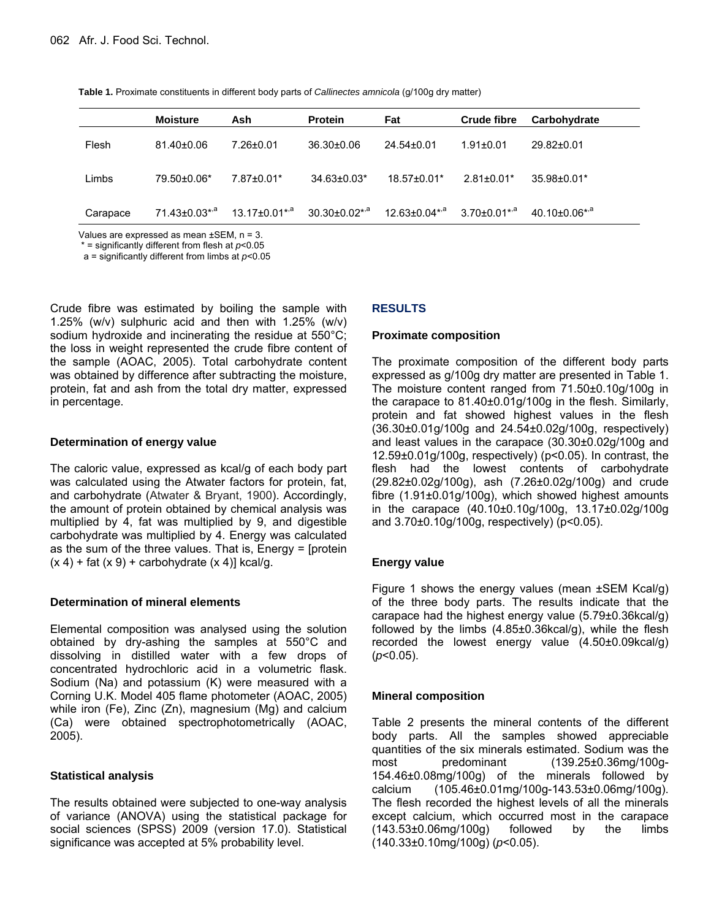**Table 1.** Proximate constituents in different body parts of *Callinectes amnicola* (g/100g dry matter)

| | Moisture | Ash | Protein | Fat | Crude fibre | Carbohydrate |
|---|---|---|---|---|---|---|
| Flesh | 81.40±0.06 | 7.26±0.01 | 36.30±0.06 | 24.54±0.01 | 1.91±0.01 | 29.82±0.01 |
| Limbs | 79.50±0.06* | 7.87±0.01* | 34.63±0.03* | 18.57±0.01* | 2.81±0.01* | 35.98±0.01* |
| Carapace | 71.43±0.03*,a | 13.17±0.01*,a | 30.30±0.02*,a | 12.63±0.04*,a | 3.70±0.01*,a | 40.10±0.06*,a |

Values are expressed as mean ±SEM, n = 3.
\* = significantly different from flesh at $p<0.05$
a = significantly different from limbs at $p<0.05$

Crude fibre was estimated by boiling the sample with 1.25% (w/v) sulphuric acid and then with 1.25% (w/v) sodium hydroxide and incinerating the residue at 550°C; the loss in weight represented the crude fibre content of the sample (AOAC, 2005). Total carbohydrate content was obtained by difference after subtracting the moisture, protein, fat and ash from the total dry matter, expressed in percentage.

### Determination of energy value

The caloric value, expressed as kcal/g of each body part was calculated using the Atwater factors for protein, fat, and carbohydrate (Atwater & Bryant, 1900). Accordingly, the amount of protein obtained by chemical analysis was multiplied by 4, fat was multiplied by 9, and digestible carbohydrate was multiplied by 4. Energy was calculated as the sum of the three values. That is, Energy = [protein (x 4) + fat (x 9) + carbohydrate (x 4)] kcal/g.

### Determination of mineral elements

Elemental composition was analysed using the solution obtained by dry-ashing the samples at 550°C and dissolving in distilled water with a few drops of concentrated hydrochloric acid in a volumetric flask. Sodium (Na) and potassium (K) were measured with a Corning U.K. Model 405 flame photometer (AOAC, 2005) while iron (Fe), Zinc (Zn), magnesium (Mg) and calcium (Ca) were obtained spectrophotometrically (AOAC, 2005).

### Statistical analysis

The results obtained were subjected to one-way analysis of variance (ANOVA) using the statistical package for social sciences (SPSS) 2009 (version 17.0). Statistical significance was accepted at 5% probability level.

## RESULTS

### Proximate composition

The proximate composition of the different body parts expressed as g/100g dry matter are presented in Table 1. The moisture content ranged from 71.50±0.10g/100g in the carapace to 81.40±0.01g/100g in the flesh. Similarly, protein and fat showed highest values in the flesh (36.30±0.01g/100g and 24.54±0.02g/100g, respectively) and least values in the carapace (30.30±0.02g/100g and 12.59±0.01g/100g, respectively) ($p<0.05$). In contrast, the flesh had the lowest contents of carbohydrate (29.82±0.02g/100g), ash (7.26±0.02g/100g) and crude fibre (1.91±0.01g/100g), which showed highest amounts in the carapace (40.10±0.10g/100g, 13.17±0.02g/100g and 3.70±0.10g/100g, respectively) ($p<0.05$).

### Energy value

Figure 1 shows the energy values (mean ±SEM Kcal/g) of the three body parts. The results indicate that the carapace had the highest energy value (5.79±0.36kcal/g) followed by the limbs (4.85±0.36kcal/g), while the flesh recorded the lowest energy value (4.50±0.09kcal/g) ($p<0.05$).

### Mineral composition

Table 2 presents the mineral contents of the different body parts. All the samples showed appreciable quantities of the six minerals estimated. Sodium was the most predominant (139.25±0.36mg/100g-154.46±0.08mg/100g) of the minerals followed by calcium (105.46±0.01mg/100g-143.53±0.06mg/100g). The flesh recorded the highest levels of all the minerals except calcium, which occurred most in the carapace (143.53±0.06mg/100g) followed by the limbs (140.33±0.10mg/100g) ($p<0.05$).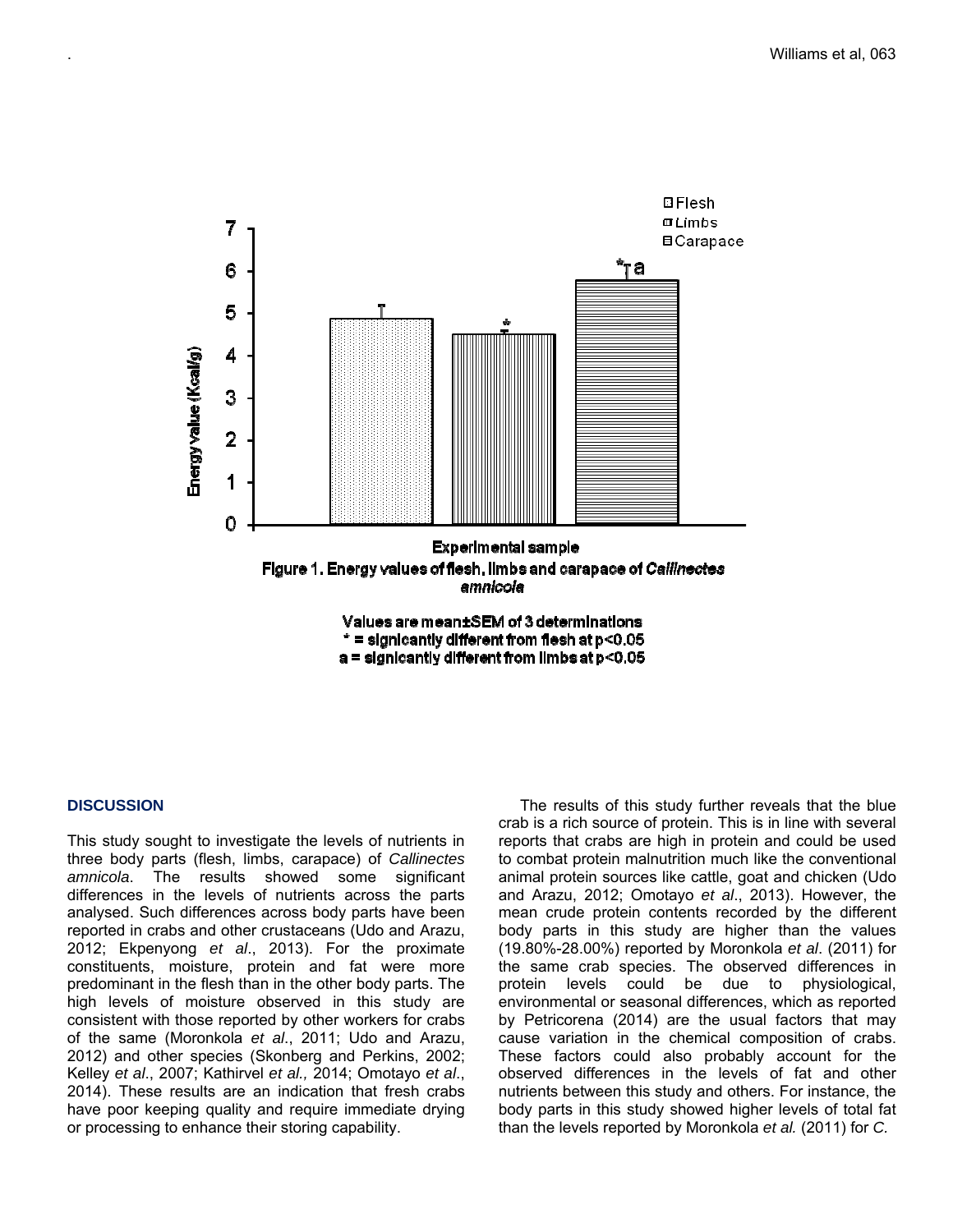Figure 1. Energy values of flesh, limbs and carapace of *Callinectes amnicola*

Values are mean±SEM of 3 determinations
* = signicantly different from flesh at $p<0.05$
a = signicantly different from limbs at $p<0.05$

## DISCUSSION

This study sought to investigate the levels of nutrients in three body parts (flesh, limbs, carapace) of *Callinectes amnicola*. The results showed some significant differences in the levels of nutrients across the parts analysed. Such differences across body parts have been reported in crabs and other crustaceans (Udo and Arazu, 2012; Ekpenyong *et al*., 2013). For the proximate constituents, moisture, protein and fat were more predominant in the flesh than in the other body parts. The high levels of moisture observed in this study are consistent with those reported by other workers for crabs of the same (Moronkola *et al*., 2011; Udo and Arazu, 2012) and other species (Skonberg and Perkins, 2002; Kelley *et al*., 2007; Kathirvel *et al.,* 2014; Omotayo *et al*., 2014). These results are an indication that fresh crabs have poor keeping quality and require immediate drying or processing to enhance their storing capability.

The results of this study further reveals that the blue crab is a rich source of protein. This is in line with several reports that crabs are high in protein and could be used to combat protein malnutrition much like the conventional animal protein sources like cattle, goat and chicken (Udo and Arazu, 2012; Omotayo *et al*., 2013). However, the mean crude protein contents recorded by the different body parts in this study are higher than the values (19.80%-28.00%) reported by Moronkola *et al*. (2011) for the same crab species. The observed differences in protein levels could be due to physiological, environmental or seasonal differences, which as reported by Petricorena (2014) are the usual factors that may cause variation in the chemical composition of crabs. These factors could also probably account for the observed differences in the levels of fat and other nutrients between this study and others. For instance, the body parts in this study showed higher levels of total fat than the levels reported by Moronkola *et al.* (2011) for *C.*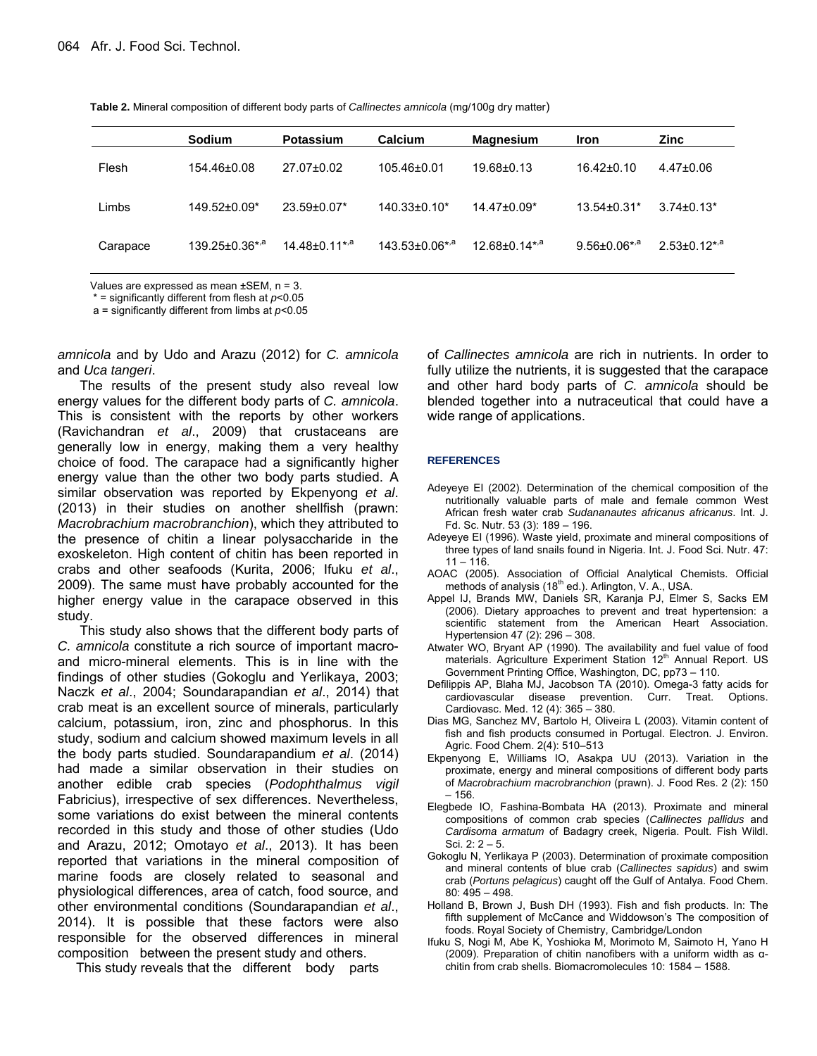**Table 2.** Mineral composition of different body parts of *Callinectes amnicola* (mg/100g dry matter)

| | Sodium | Potassium | Calcium | Magnesium | Iron | Zinc |
|---|---|---|---|---|---|---|
| Flesh | 154.46±0.08 | 27.07±0.02 | 105.46±0.01 | 19.68±0.13 | 16.42±0.10 | 4.47±0.06 |
| Limbs | 149.52±0.09* | 23.59±0.07* | 140.33±0.10* | 14.47±0.09* | 13.54±0.31* | 3.74±0.13* |
| Carapace | 139.25±0.36*,a | 14.48±0.11*,a | 143.53±0.06*,a | 12.68±0.14*,a | 9.56±0.06*,a | 2.53±0.12*,a |

Values are expressed as mean ±SEM, n = 3.
\* = significantly different from flesh at $p<0.05$
a = significantly different from limbs at $p<0.05$

*amnicola* and by Udo and Arazu (2012) for *C. amnicola* and *Uca tangeri*.

The results of the present study also reveal low energy values for the different body parts of *C. amnicola*. This is consistent with the reports by other workers (Ravichandran *et al*., 2009) that crustaceans are generally low in energy, making them a very healthy choice of food. The carapace had a significantly higher energy value than the other two body parts studied. A similar observation was reported by Ekpenyong *et al*. (2013) in their studies on another shellfish (prawn: *Macrobrachium macrobranchion*), which they attributed to the presence of chitin a linear polysaccharide in the exoskeleton. High content of chitin has been reported in crabs and other seafoods (Kurita, 2006; Ifuku *et al*., 2009). The same must have probably accounted for the higher energy value in the carapace observed in this study.

This study also shows that the different body parts of *C. amnicola* constitute a rich source of important macro- and micro-mineral elements. This is in line with the findings of other studies (Gokoglu and Yerlikaya, 2003; Naczk *et al*., 2004; Soundarapandian *et al*., 2014) that crab meat is an excellent source of minerals, particularly calcium, potassium, iron, zinc and phosphorus. In this study, sodium and calcium showed maximum levels in all the body parts studied. Soundarapandium *et al*. (2014) had made a similar observation in their studies on another edible crab species (*Podophthalmus vigil* Fabricius), irrespective of sex differences. Nevertheless, some variations do exist between the mineral contents recorded in this study and those of other studies (Udo and Arazu, 2012; Omotayo *et al*., 2013). It has been reported that variations in the mineral composition of marine foods are closely related to seasonal and physiological differences, area of catch, food source, and other environmental conditions (Soundarapandian *et al*., 2014). It is possible that these factors were also responsible for the observed differences in mineral composition between the present study and others.

This study reveals that the different body parts of *Callinectes amnicola* are rich in nutrients. In order to fully utilize the nutrients, it is suggested that the carapace and other hard body parts of *C. amnicola* should be blended together into a nutraceutical that could have a wide range of applications.

## REFERENCES

Adeyeye EI (2002). Determination of the chemical composition of the nutritionally valuable parts of male and female common West African fresh water crab *Sudananautes africanus africanus*. Int. J. Fd. Sc. Nutr. 53 (3): 189 – 196.

Adeyeye EI (1996). Waste yield, proximate and mineral compositions of three types of land snails found in Nigeria. Int. J. Food Sci. Nutr. 47: 11 – 116.

AOAC (2005). Association of Official Analytical Chemists. Official methods of analysis (18th ed.). Arlington, V. A., USA.

Appel IJ, Brands MW, Daniels SR, Karanja PJ, Elmer S, Sacks EM (2006). Dietary approaches to prevent and treat hypertension: a scientific statement from the American Heart Association. Hypertension 47 (2): 296 – 308.

Atwater WO, Bryant AP (1990). The availability and fuel value of food materials. Agriculture Experiment Station 12th Annual Report. US Government Printing Office, Washington, DC, pp73 – 110.

Defilippis AP, Blaha MJ, Jacobson TA (2010). Omega-3 fatty acids for cardiovascular disease prevention. Curr. Treat. Options. Cardiovasc. Med. 12 (4): 365 – 380.

Dias MG, Sanchez MV, Bartolo H, Oliveira L (2003). Vitamin content of fish and fish products consumed in Portugal. Electron. J. Environ. Agric. Food Chem. 2(4): 510–513

Ekpenyong E, Williams IO, Asakpa UU (2013). Variation in the proximate, energy and mineral compositions of different body parts of *Macrobrachium macrobranchion* (prawn). J. Food Res. 2 (2): 150 – 156.

Elegbede IO, Fashina-Bombata HA (2013). Proximate and mineral compositions of common crab species (*Callinectes pallidus* and *Cardisoma armatum* of Badagry creek, Nigeria. Poult. Fish Wildl. Sci. 2: 2 – 5.

Gokoglu N, Yerlikaya P (2003). Determination of proximate composition and mineral contents of blue crab (*Callinectes sapidus*) and swim crab (*Portuns pelagicus*) caught off the Gulf of Antalya. Food Chem. 80: 495 – 498.

Holland B, Brown J, Bush DH (1993). Fish and fish products. In: The fifth supplement of McCance and Widdowson's The composition of foods. Royal Society of Chemistry, Cambridge/London

Ifuku S, Nogi M, Abe K, Yoshioka M, Morimoto M, Saimoto H, Yano H (2009). Preparation of chitin nanofibers with a uniform width as α-chitin from crab shells. Biomacromolecules 10: 1584 – 1588.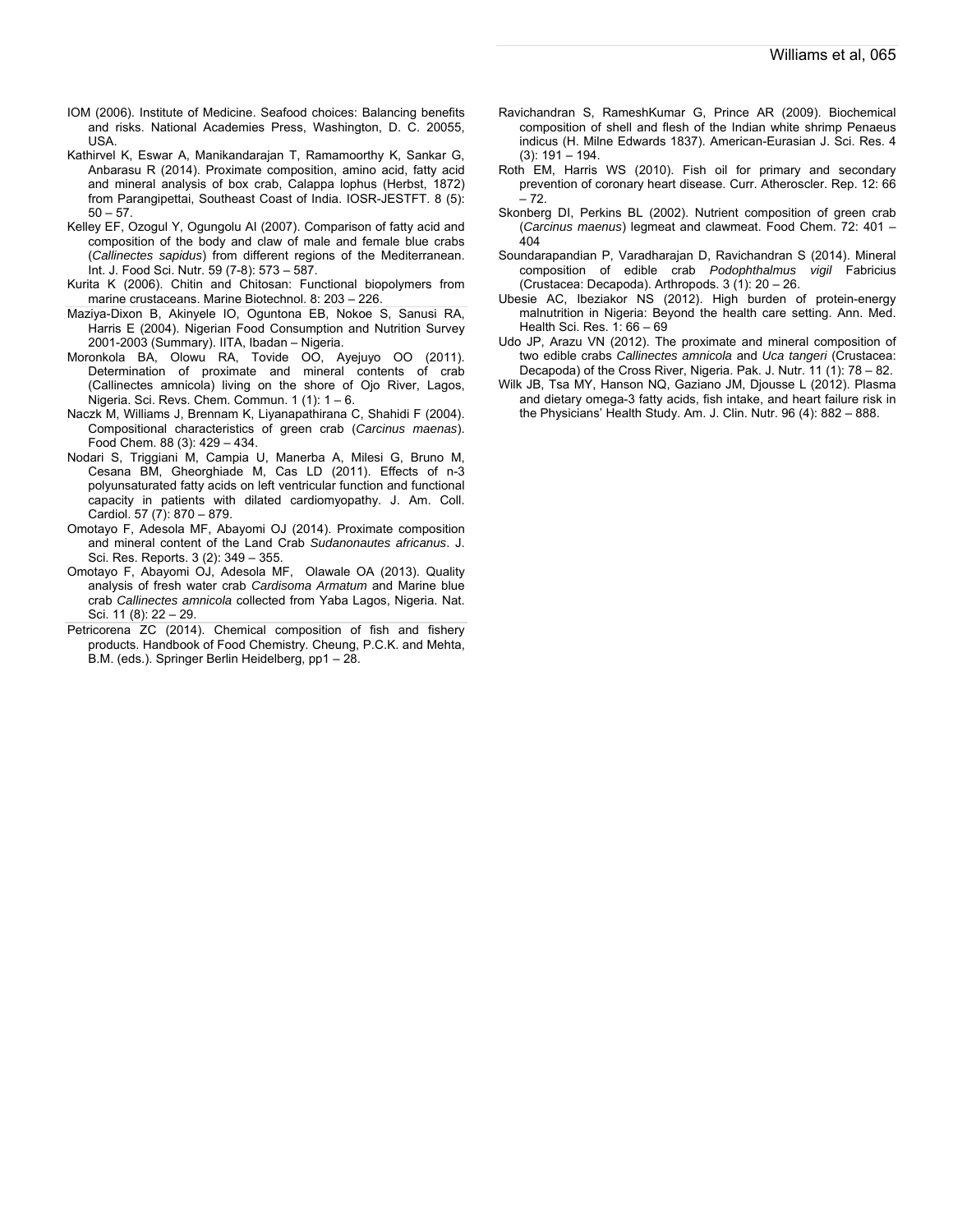IOM (2006). Institute of Medicine. Seafood choices: Balancing benefits and risks. National Academies Press, Washington, D. C. 20055, USA.

Kathirvel K, Eswar A, Manikandarajan T, Ramamoorthy K, Sankar G, Anbarasu R (2014). Proximate composition, amino acid, fatty acid and mineral analysis of box crab, Calappa lophus (Herbst, 1872) from Parangipettai, Southeast Coast of India. IOSR-JESTFT. 8 (5): 50 – 57.

Kelley EF, Ozogul Y, Ogungolu AI (2007). Comparison of fatty acid and composition of the body and claw of male and female blue crabs (*Callinectes sapidus*) from different regions of the Mediterranean. Int. J. Food Sci. Nutr. 59 (7-8): 573 – 587.

Kurita K (2006). Chitin and Chitosan: Functional biopolymers from marine crustaceans. Marine Biotechnol. 8: 203 – 226.

Maziya-Dixon B, Akinyele IO, Oguntona EB, Nokoe S, Sanusi RA, Harris E (2004). Nigerian Food Consumption and Nutrition Survey 2001-2003 (Summary). IITA, Ibadan – Nigeria.

Moronkola BA, Olowu RA, Tovide OO, Ayejuyo OO (2011). Determination of proximate and mineral contents of crab (Callinectes amnicola) living on the shore of Ojo River, Lagos, Nigeria. Sci. Revs. Chem. Commun. 1 (1): 1 – 6.

Naczk M, Williams J, Brennam K, Liyanapathirana C, Shahidi F (2004). Compositional characteristics of green crab (*Carcinus maenas*). Food Chem. 88 (3): 429 – 434.

Nodari S, Triggiani M, Campia U, Manerba A, Milesi G, Bruno M, Cesana BM, Gheorghiade M, Cas LD (2011). Effects of n-3 polyunsaturated fatty acids on left ventricular function and functional capacity in patients with dilated cardiomyopathy. J. Am. Coll. Cardiol. 57 (7): 870 – 879.

Omotayo F, Adesola MF, Abayomi OJ (2014). Proximate composition and mineral content of the Land Crab *Sudanonautes africanus*. J. Sci. Res. Reports. 3 (2): 349 – 355.

Omotayo F, Abayomi OJ, Adesola MF, Olawale OA (2013). Quality analysis of fresh water crab *Cardisoma Armatum* and Marine blue crab *Callinectes amnicola* collected from Yaba Lagos, Nigeria. Nat. Sci. 11 (8): 22 – 29.

Petricorena ZC (2014). Chemical composition of fish and fishery products. Handbook of Food Chemistry. Cheung, P.C.K. and Mehta, B.M. (eds.). Springer Berlin Heidelberg, pp1 – 28.

Ravichandran S, RameshKumar G, Prince AR (2009). Biochemical composition of shell and flesh of the Indian white shrimp Penaeus indicus (H. Milne Edwards 1837). American-Eurasian J. Sci. Res. 4 (3): 191 – 194.

Roth EM, Harris WS (2010). Fish oil for primary and secondary prevention of coronary heart disease. Curr. Atheroscler. Rep. 12: 66 – 72.

Skonberg DI, Perkins BL (2002). Nutrient composition of green crab (*Carcinus maenus*) legmeat and clawmeat. Food Chem. 72: 401 – 404

Soundarapandian P, Varadharajan D, Ravichandran S (2014). Mineral composition of edible crab *Podophthalmus vigil* Fabricius (Crustacea: Decapoda). Arthropods. 3 (1): 20 – 26.

Ubesie AC, Ibeziakor NS (2012). High burden of protein-energy malnutrition in Nigeria: Beyond the health care setting. Ann. Med. Health Sci. Res. 1: 66 – 69

Udo JP, Arazu VN (2012). The proximate and mineral composition of two edible crabs *Callinectes amnicola* and *Uca tangeri* (Crustacea: Decapoda) of the Cross River, Nigeria. Pak. J. Nutr. 11 (1): 78 – 82.

Wilk JB, Tsa MY, Hanson NQ, Gaziano JM, Djousse L (2012). Plasma and dietary omega-3 fatty acids, fish intake, and heart failure risk in the Physicians' Health Study. Am. J. Clin. Nutr. 96 (4): 882 – 888.